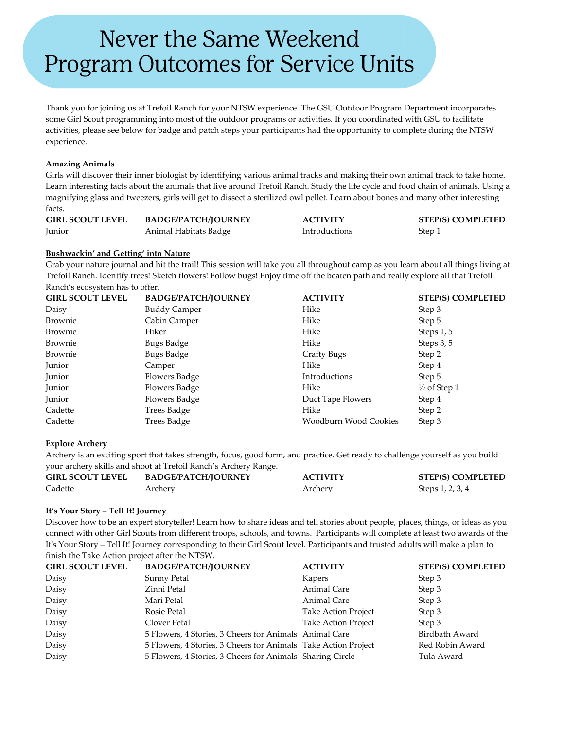# Never the Same Weekend Program Outcomes for Service Units

Thank you for joining us at Trefoil Ranch for your NTSW experience. The GSU Outdoor Program Department incorporates some Girl Scout programming into most of the outdoor programs or activities. If you coordinated with GSU to facilitate activities, please see below for badge and patch steps your participants had the opportunity to complete during the NTSW experience.

**Amazing Animals**

Girls will discover their inner biologist by identifying various animal tracks and making their own animal track to take home. Learn interesting facts about the animals that live around Trefoil Ranch. Study the life cycle and food chain of animals. Using a magnifying glass and tweezers, girls will get to dissect a sterilized owl pellet. Learn about bones and many other interesting facts.

| GIRL SCOUT LEVEL | BADGE/PATCH/JOURNEY | ACTIVITY | STEP(S) COMPLETED |
|---|---|---|---|
| Junior | Animal Habitats Badge | Introductions | Step 1 |

**Bushwackin' and Getting' into Nature**

Grab your nature journal and hit the trail! This session will take you all throughout camp as you learn about all things living at Trefoil Ranch. Identify trees! Sketch flowers! Follow bugs! Enjoy time off the beaten path and really explore all that Trefoil Ranch's ecosystem has to offer.

| GIRL SCOUT LEVEL | BADGE/PATCH/JOURNEY | ACTIVITY | STEP(S) COMPLETED |
|---|---|---|---|
| Daisy | Buddy Camper | Hike | Step 3 |
| Brownie | Cabin Camper | Hike | Step 5 |
| Brownie | Hiker | Hike | Steps 1, 5 |
| Brownie | Bugs Badge | Hike | Steps 3, 5 |
| Brownie | Bugs Badge | Crafty Bugs | Step 2 |
| Junior | Camper | Hike | Step 4 |
| Junior | Flowers Badge | Introductions | Step 5 |
| Junior | Flowers Badge | Hike | ½ of Step 1 |
| Junior | Flowers Badge | Duct Tape Flowers | Step 4 |
| Cadette | Trees Badge | Hike | Step 2 |
| Cadette | Trees Badge | Woodburn Wood Cookies | Step 3 |

**Explore Archery**

Archery is an exciting sport that takes strength, focus, good form, and practice. Get ready to challenge yourself as you build your archery skills and shoot at Trefoil Ranch's Archery Range.

| GIRL SCOUT LEVEL | BADGE/PATCH/JOURNEY | ACTIVITY | STEP(S) COMPLETED |
|---|---|---|---|
| Cadette | Archery | Archery | Steps 1, 2, 3, 4 |

**It's Your Story – Tell It! Journey**

Discover how to be an expert storyteller! Learn how to share ideas and tell stories about people, places, things, or ideas as you connect with other Girl Scouts from different troops, schools, and towns. Participants will complete at least two awards of the It's Your Story – Tell It! Journey corresponding to their Girl Scout level. Participants and trusted adults will make a plan to finish the Take Action project after the NTSW.

| GIRL SCOUT LEVEL | BADGE/PATCH/JOURNEY | ACTIVITY | STEP(S) COMPLETED |
|---|---|---|---|
| Daisy | Sunny Petal | Kapers | Step 3 |
| Daisy | Zinni Petal | Animal Care | Step 3 |
| Daisy | Mari Petal | Animal Care | Step 3 |
| Daisy | Rosie Petal | Take Action Project | Step 3 |
| Daisy | Clover Petal | Take Action Project | Step 3 |
| Daisy | 5 Flowers, 4 Stories, 3 Cheers for Animals | Animal Care | Birdbath Award |
| Daisy | 5 Flowers, 4 Stories, 3 Cheers for Animals | Take Action Project | Red Robin Award |
| Daisy | 5 Flowers, 4 Stories, 3 Cheers for Animals | Sharing Circle | Tula Award |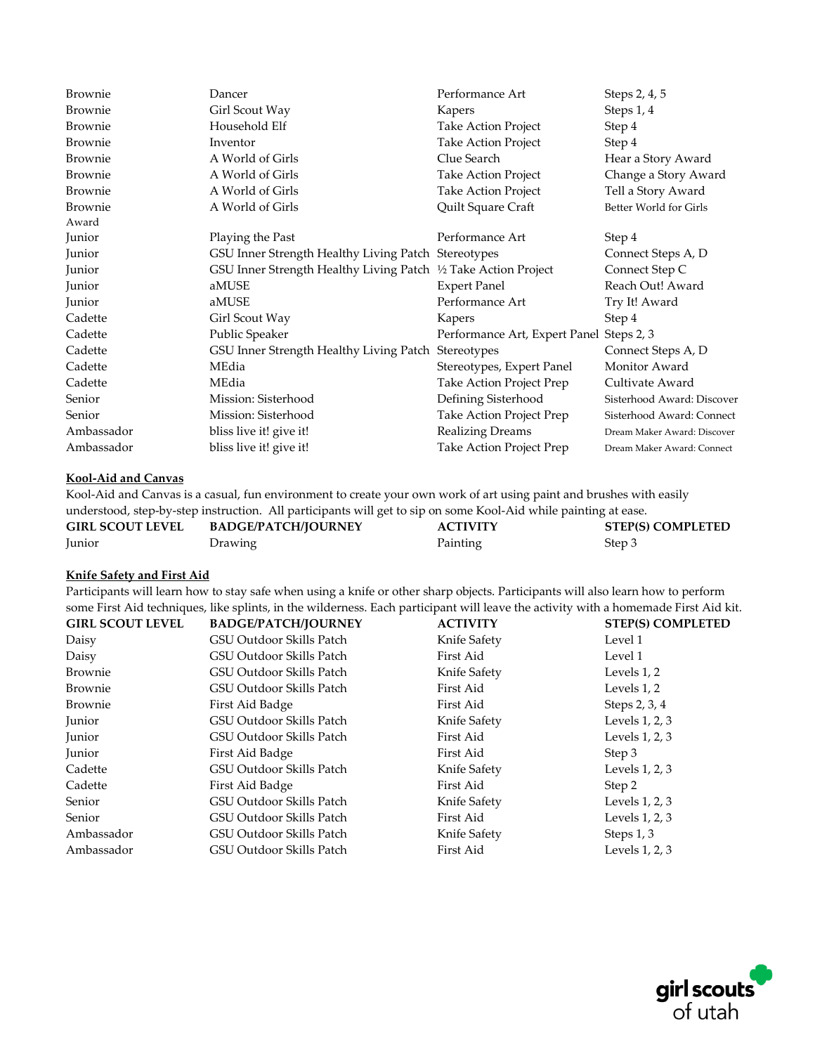| | | | |
|---|---|---|---|
| Brownie | Dancer | Performance Art | Steps 2, 4, 5 |
| Brownie | Girl Scout Way | Kapers | Steps 1, 4 |
| Brownie | Household Elf | Take Action Project | Step 4 |
| Brownie | Inventor | Take Action Project | Step 4 |
| Brownie | A World of Girls | Clue Search | Hear a Story Award |
| Brownie | A World of Girls | Take Action Project | Change a Story Award |
| Brownie | A World of Girls | Take Action Project | Tell a Story Award |
| Brownie | A World of Girls | Quilt Square Craft | Better World for Girls Award |
| Junior | Playing the Past | Performance Art | Step 4 |
| Junior | GSU Inner Strength Healthy Living Patch | Stereotypes | Connect Steps A, D |
| Junior | GSU Inner Strength Healthy Living Patch | ½ Take Action Project | Connect Step C |
| Junior | aMUSE | Expert Panel | Reach Out! Award |
| Junior | aMUSE | Performance Art | Try It! Award |
| Cadette | Girl Scout Way | Kapers | Step 4 |
| Cadette | Public Speaker | Performance Art, Expert Panel | Steps 2, 3 |
| Cadette | GSU Inner Strength Healthy Living Patch | Stereotypes | Connect Steps A, D |
| Cadette | MEdia | Stereotypes, Expert Panel | Monitor Award |
| Cadette | MEdia | Take Action Project Prep | Cultivate Award |
| Senior | Mission: Sisterhood | Defining Sisterhood | Sisterhood Award: Discover |
| Senior | Mission: Sisterhood | Take Action Project Prep | Sisterhood Award: Connect |
| Ambassador | bliss live it! give it! | Realizing Dreams | Dream Maker Award: Discover |
| Ambassador | bliss live it! give it! | Take Action Project Prep | Dream Maker Award: Connect |

**Kool-Aid and Canvas**

Kool-Aid and Canvas is a casual, fun environment to create your own work of art using paint and brushes with easily understood, step-by-step instruction. All participants will get to sip on some Kool-Aid while painting at ease.

| GIRL SCOUT LEVEL | BADGE/PATCH/JOURNEY | ACTIVITY | STEP(S) COMPLETED |
|---|---|---|---|
| Junior | Drawing | Painting | Step 3 |

**Knife Safety and First Aid**

Participants will learn how to stay safe when using a knife or other sharp objects. Participants will also learn how to perform some First Aid techniques, like splints, in the wilderness. Each participant will leave the activity with a homemade First Aid kit.

| GIRL SCOUT LEVEL | BADGE/PATCH/JOURNEY | ACTIVITY | STEP(S) COMPLETED |
|---|---|---|---|
| Daisy | GSU Outdoor Skills Patch | Knife Safety | Level 1 |
| Daisy | GSU Outdoor Skills Patch | First Aid | Level 1 |
| Brownie | GSU Outdoor Skills Patch | Knife Safety | Levels 1, 2 |
| Brownie | GSU Outdoor Skills Patch | First Aid | Levels 1, 2 |
| Brownie | First Aid Badge | First Aid | Steps 2, 3, 4 |
| Junior | GSU Outdoor Skills Patch | Knife Safety | Levels 1, 2, 3 |
| Junior | GSU Outdoor Skills Patch | First Aid | Levels 1, 2, 3 |
| Junior | First Aid Badge | First Aid | Step 3 |
| Cadette | GSU Outdoor Skills Patch | Knife Safety | Levels 1, 2, 3 |
| Cadette | First Aid Badge | First Aid | Step 2 |
| Senior | GSU Outdoor Skills Patch | Knife Safety | Levels 1, 2, 3 |
| Senior | GSU Outdoor Skills Patch | First Aid | Levels 1, 2, 3 |
| Ambassador | GSU Outdoor Skills Patch | Knife Safety | Steps 1, 3 |
| Ambassador | GSU Outdoor Skills Patch | First Aid | Levels 1, 2, 3 |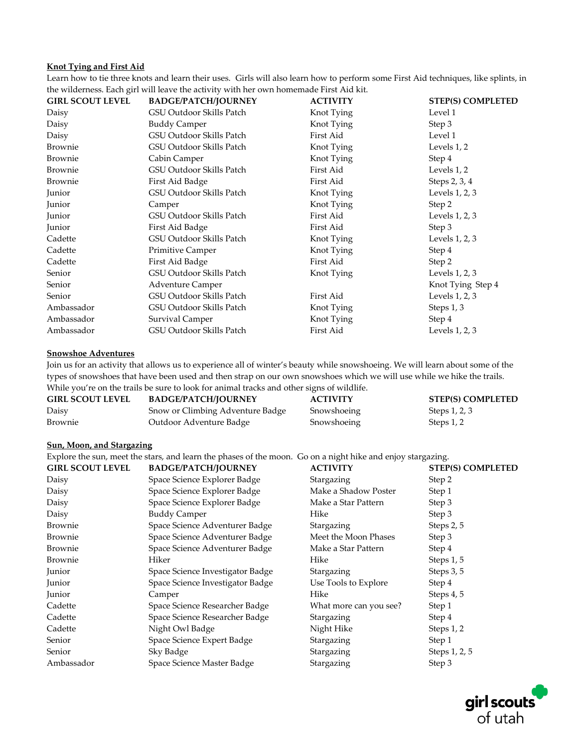**Knot Tying and First Aid**

Learn how to tie three knots and learn their uses. Girls will also learn how to perform some First Aid techniques, like splints, in the wilderness. Each girl will leave the activity with her own homemade First Aid kit.

| GIRL SCOUT LEVEL | BADGE/PATCH/JOURNEY | ACTIVITY | STEP(S) COMPLETED |
|---|---|---|---|
| Daisy | GSU Outdoor Skills Patch | Knot Tying | Level 1 |
| Daisy | Buddy Camper | Knot Tying | Step 3 |
| Daisy | GSU Outdoor Skills Patch | First Aid | Level 1 |
| Brownie | GSU Outdoor Skills Patch | Knot Tying | Levels 1, 2 |
| Brownie | Cabin Camper | Knot Tying | Step 4 |
| Brownie | GSU Outdoor Skills Patch | First Aid | Levels 1, 2 |
| Brownie | First Aid Badge | First Aid | Steps 2, 3, 4 |
| Junior | GSU Outdoor Skills Patch | Knot Tying | Levels 1, 2, 3 |
| Junior | Camper | Knot Tying | Step 2 |
| Junior | GSU Outdoor Skills Patch | First Aid | Levels 1, 2, 3 |
| Junior | First Aid Badge | First Aid | Step 3 |
| Cadette | GSU Outdoor Skills Patch | Knot Tying | Levels 1, 2, 3 |
| Cadette | Primitive Camper | Knot Tying | Step 4 |
| Cadette | First Aid Badge | First Aid | Step 2 |
| Senior | GSU Outdoor Skills Patch | Knot Tying | Levels 1, 2, 3 |
| Senior | Adventure Camper | | Knot Tying Step 4 |
| Senior | GSU Outdoor Skills Patch | First Aid | Levels 1, 2, 3 |
| Ambassador | GSU Outdoor Skills Patch | Knot Tying | Steps 1, 3 |
| Ambassador | Survival Camper | Knot Tying | Step 4 |
| Ambassador | GSU Outdoor Skills Patch | First Aid | Levels 1, 2, 3 |

**Snowshoe Adventures**

Join us for an activity that allows us to experience all of winter's beauty while snowshoeing. We will learn about some of the types of snowshoes that have been used and then strap on our own snowshoes which we will use while we hike the trails. While you're on the trails be sure to look for animal tracks and other signs of wildlife.

| GIRL SCOUT LEVEL | BADGE/PATCH/JOURNEY | ACTIVITY | STEP(S) COMPLETED |
|---|---|---|---|
| Daisy | Snow or Climbing Adventure Badge | Snowshoeing | Steps 1, 2, 3 |
| Brownie | Outdoor Adventure Badge | Snowshoeing | Steps 1, 2 |

**Sun, Moon, and Stargazing**

Explore the sun, meet the stars, and learn the phases of the moon. Go on a night hike and enjoy stargazing.

| GIRL SCOUT LEVEL | BADGE/PATCH/JOURNEY | ACTIVITY | STEP(S) COMPLETED |
|---|---|---|---|
| Daisy | Space Science Explorer Badge | Stargazing | Step 2 |
| Daisy | Space Science Explorer Badge | Make a Shadow Poster | Step 1 |
| Daisy | Space Science Explorer Badge | Make a Star Pattern | Step 3 |
| Daisy | Buddy Camper | Hike | Step 3 |
| Brownie | Space Science Adventurer Badge | Stargazing | Steps 2, 5 |
| Brownie | Space Science Adventurer Badge | Meet the Moon Phases | Step 3 |
| Brownie | Space Science Adventurer Badge | Make a Star Pattern | Step 4 |
| Brownie | Hiker | Hike | Steps 1, 5 |
| Junior | Space Science Investigator Badge | Stargazing | Steps 3, 5 |
| Junior | Space Science Investigator Badge | Use Tools to Explore | Step 4 |
| Junior | Camper | Hike | Steps 4, 5 |
| Cadette | Space Science Researcher Badge | What more can you see? | Step 1 |
| Cadette | Space Science Researcher Badge | Stargazing | Step 4 |
| Cadette | Night Owl Badge | Night Hike | Steps 1, 2 |
| Senior | Space Science Expert Badge | Stargazing | Step 1 |
| Senior | Sky Badge | Stargazing | Steps 1, 2, 5 |
| Ambassador | Space Science Master Badge | Stargazing | Step 3 |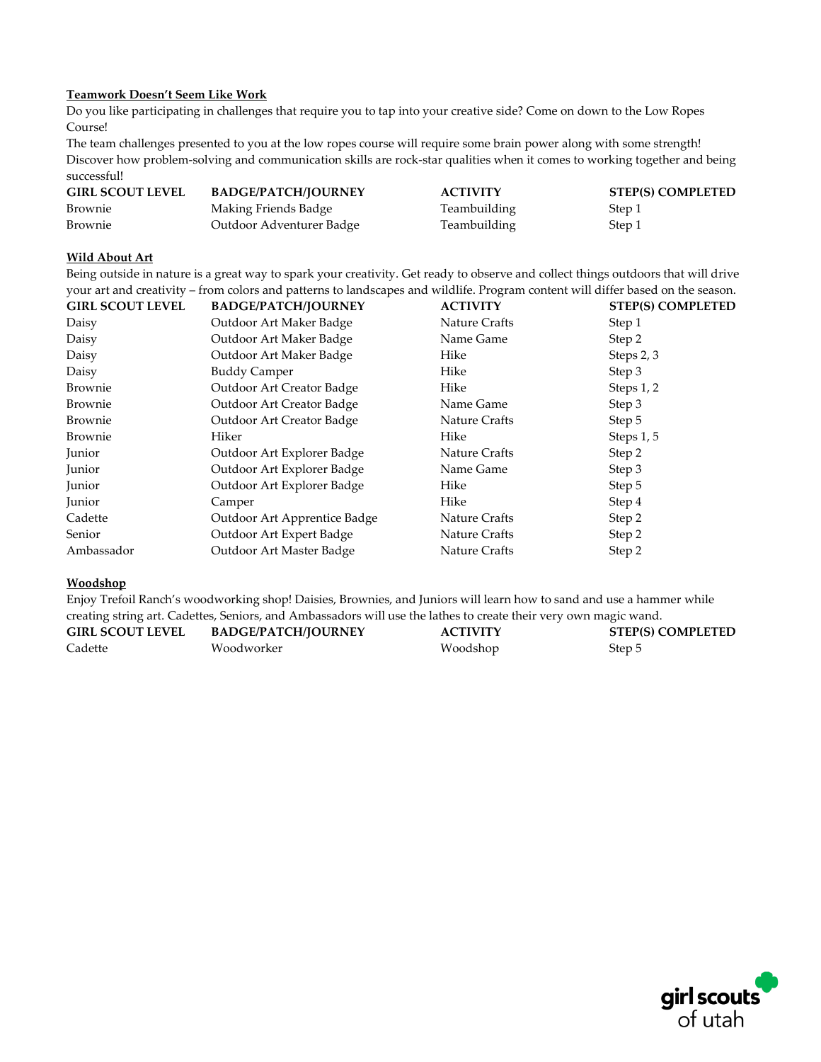**Teamwork Doesn't Seem Like Work**

Do you like participating in challenges that require you to tap into your creative side? Come on down to the Low Ropes Course!

The team challenges presented to you at the low ropes course will require some brain power along with some strength! Discover how problem-solving and communication skills are rock-star qualities when it comes to working together and being successful!

| GIRL SCOUT LEVEL | BADGE/PATCH/JOURNEY | ACTIVITY | STEP(S) COMPLETED |
|---|---|---|---|
| Brownie | Making Friends Badge | Teambuilding | Step 1 |
| Brownie | Outdoor Adventurer Badge | Teambuilding | Step 1 |

**Wild About Art**

Being outside in nature is a great way to spark your creativity. Get ready to observe and collect things outdoors that will drive your art and creativity – from colors and patterns to landscapes and wildlife. Program content will differ based on the season.

| GIRL SCOUT LEVEL | BADGE/PATCH/JOURNEY | ACTIVITY | STEP(S) COMPLETED |
|---|---|---|---|
| Daisy | Outdoor Art Maker Badge | Nature Crafts | Step 1 |
| Daisy | Outdoor Art Maker Badge | Name Game | Step 2 |
| Daisy | Outdoor Art Maker Badge | Hike | Steps 2, 3 |
| Daisy | Buddy Camper | Hike | Step 3 |
| Brownie | Outdoor Art Creator Badge | Hike | Steps 1, 2 |
| Brownie | Outdoor Art Creator Badge | Name Game | Step 3 |
| Brownie | Outdoor Art Creator Badge | Nature Crafts | Step 5 |
| Brownie | Hiker | Hike | Steps 1, 5 |
| Junior | Outdoor Art Explorer Badge | Nature Crafts | Step 2 |
| Junior | Outdoor Art Explorer Badge | Name Game | Step 3 |
| Junior | Outdoor Art Explorer Badge | Hike | Step 5 |
| Junior | Camper | Hike | Step 4 |
| Cadette | Outdoor Art Apprentice Badge | Nature Crafts | Step 2 |
| Senior | Outdoor Art Expert Badge | Nature Crafts | Step 2 |
| Ambassador | Outdoor Art Master Badge | Nature Crafts | Step 2 |

**Woodshop**

Enjoy Trefoil Ranch's woodworking shop! Daisies, Brownies, and Juniors will learn how to sand and use a hammer while creating string art. Cadettes, Seniors, and Ambassadors will use the lathes to create their very own magic wand.

| GIRL SCOUT LEVEL | BADGE/PATCH/JOURNEY | ACTIVITY | STEP(S) COMPLETED |
|---|---|---|---|
| Cadette | Woodworker | Woodshop | Step 5 |

girl scouts of utah